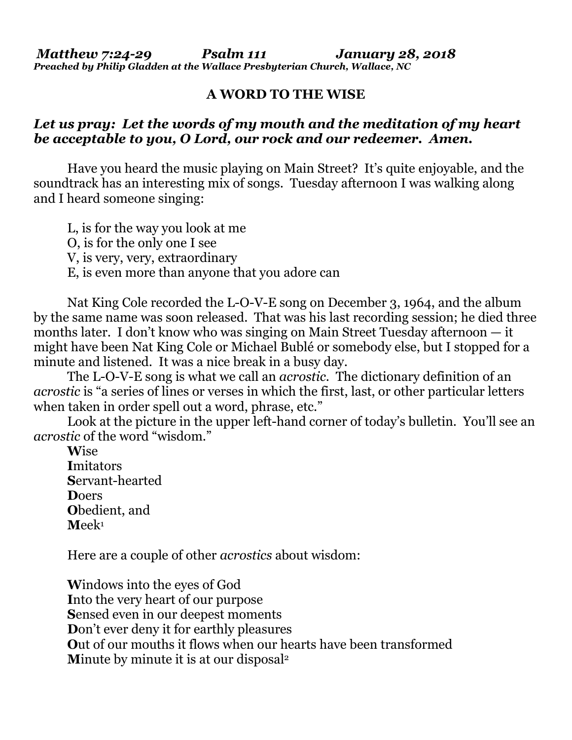*Matthew 7:24-29 Psalm 111 January 28, 2018*
***Preached by Philip Gladden at the Wallace Presbyterian Church, Wallace, NC***

**A WORD TO THE WISE**

***Let us pray: Let the words of my mouth and the meditation of my heart be acceptable to you, O Lord, our rock and our redeemer. Amen.***

Have you heard the music playing on Main Street? It's quite enjoyable, and the soundtrack has an interesting mix of songs. Tuesday afternoon I was walking along and I heard someone singing:

L, is for the way you look at me
O, is for the only one I see
V, is very, very, extraordinary
E, is even more than anyone that you adore can

Nat King Cole recorded the L-O-V-E song on December 3, 1964, and the album by the same name was soon released. That was his last recording session; he died three months later. I don't know who was singing on Main Street Tuesday afternoon — it might have been Nat King Cole or Michael Bublé or somebody else, but I stopped for a minute and listened. It was a nice break in a busy day.

The L-O-V-E song is what we call an *acrostic*. The dictionary definition of an *acrostic* is "a series of lines or verses in which the first, last, or other particular letters when taken in order spell out a word, phrase, etc."

Look at the picture in the upper left-hand corner of today's bulletin. You'll see an *acrostic* of the word "wisdom."

**W**ise
**I**mitators
**S**ervant-hearted
**D**oers
**O**bedient, and
**M**eek[1]

Here are a couple of other *acrostics* about wisdom:

**W**indows into the eyes of God
**I**nto the very heart of our purpose
**S**ensed even in our deepest moments
**D**on't ever deny it for earthly pleasures
**O**ut of our mouths it flows when our hearts have been transformed
**M**inute by minute it is at our disposal[2]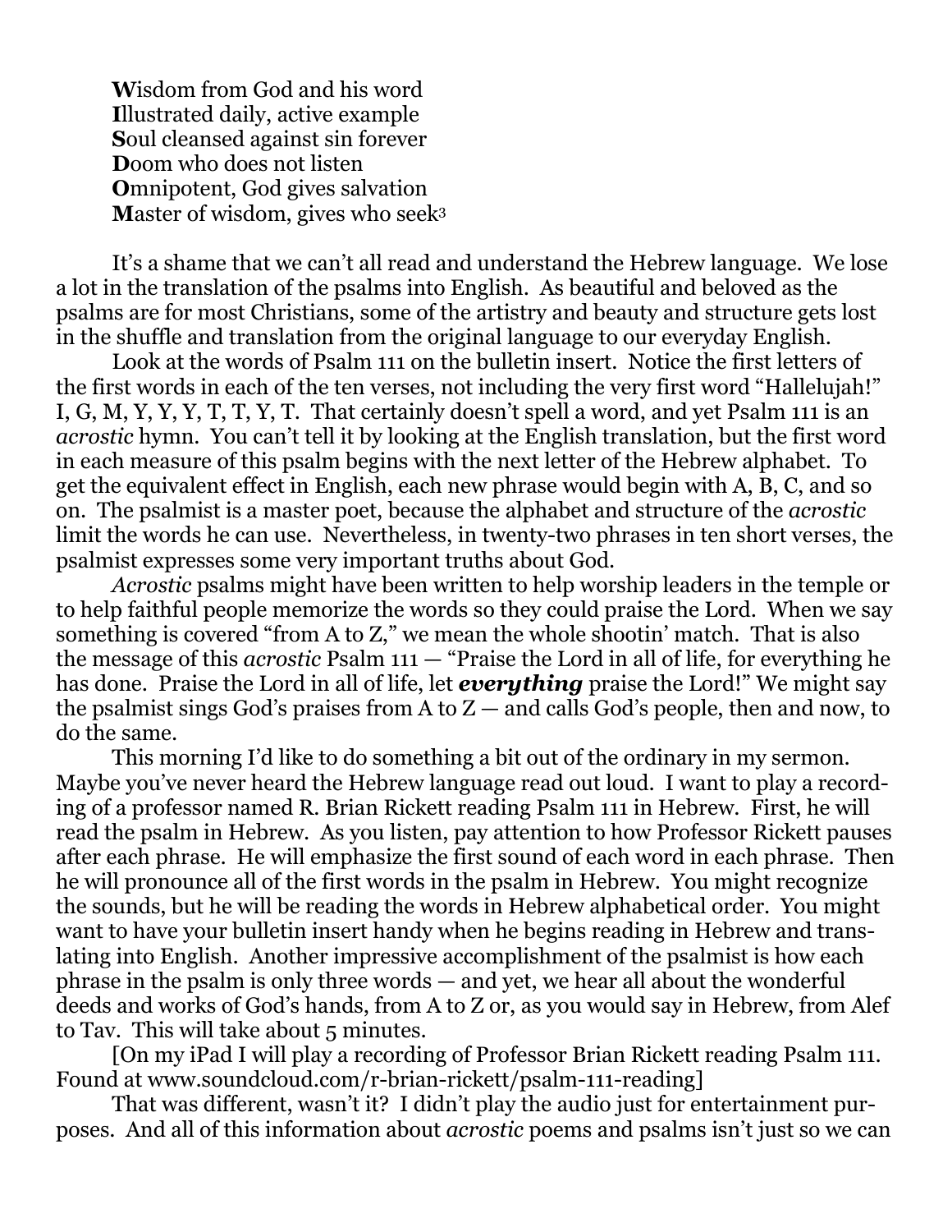**W**isdom from God and his word  
**I**llustrated daily, active example  
**S**oul cleansed against sin forever  
**D**oom who does not listen  
**O**mnipotent, God gives salvation  
**M**aster of wisdom, gives who seek[3]

It's a shame that we can't all read and understand the Hebrew language. We lose a lot in the translation of the psalms into English. As beautiful and beloved as the psalms are for most Christians, some of the artistry and beauty and structure gets lost in the shuffle and translation from the original language to our everyday English.

Look at the words of Psalm 111 on the bulletin insert. Notice the first letters of the first words in each of the ten verses, not including the very first word "Hallelujah!" I, G, M, Y, Y, Y, T, T, Y, T. That certainly doesn't spell a word, and yet Psalm 111 is an *acrostic* hymn. You can't tell it by looking at the English translation, but the first word in each measure of this psalm begins with the next letter of the Hebrew alphabet. To get the equivalent effect in English, each new phrase would begin with A, B, C, and so on. The psalmist is a master poet, because the alphabet and structure of the *acrostic* limit the words he can use. Nevertheless, in twenty-two phrases in ten short verses, the psalmist expresses some very important truths about God.

*Acrostic* psalms might have been written to help worship leaders in the temple or to help faithful people memorize the words so they could praise the Lord. When we say something is covered "from A to Z," we mean the whole shootin' match. That is also the message of this *acrostic* Psalm 111 — "Praise the Lord in all of life, for everything he has done. Praise the Lord in all of life, let ***everything*** praise the Lord!" We might say the psalmist sings God's praises from A to Z — and calls God's people, then and now, to do the same.

This morning I'd like to do something a bit out of the ordinary in my sermon. Maybe you've never heard the Hebrew language read out loud. I want to play a recording of a professor named R. Brian Rickett reading Psalm 111 in Hebrew. First, he will read the psalm in Hebrew. As you listen, pay attention to how Professor Rickett pauses after each phrase. He will emphasize the first sound of each word in each phrase. Then he will pronounce all of the first words in the psalm in Hebrew. You might recognize the sounds, but he will be reading the words in Hebrew alphabetical order. You might want to have your bulletin insert handy when he begins reading in Hebrew and translating into English. Another impressive accomplishment of the psalmist is how each phrase in the psalm is only three words — and yet, we hear all about the wonderful deeds and works of God's hands, from A to Z or, as you would say in Hebrew, from Alef to Tav. This will take about 5 minutes.

[On my iPad I will play a recording of Professor Brian Rickett reading Psalm 111. Found at www.soundcloud.com/r-brian-rickett/psalm-111-reading]

That was different, wasn't it? I didn't play the audio just for entertainment purposes. And all of this information about *acrostic* poems and psalms isn't just so we can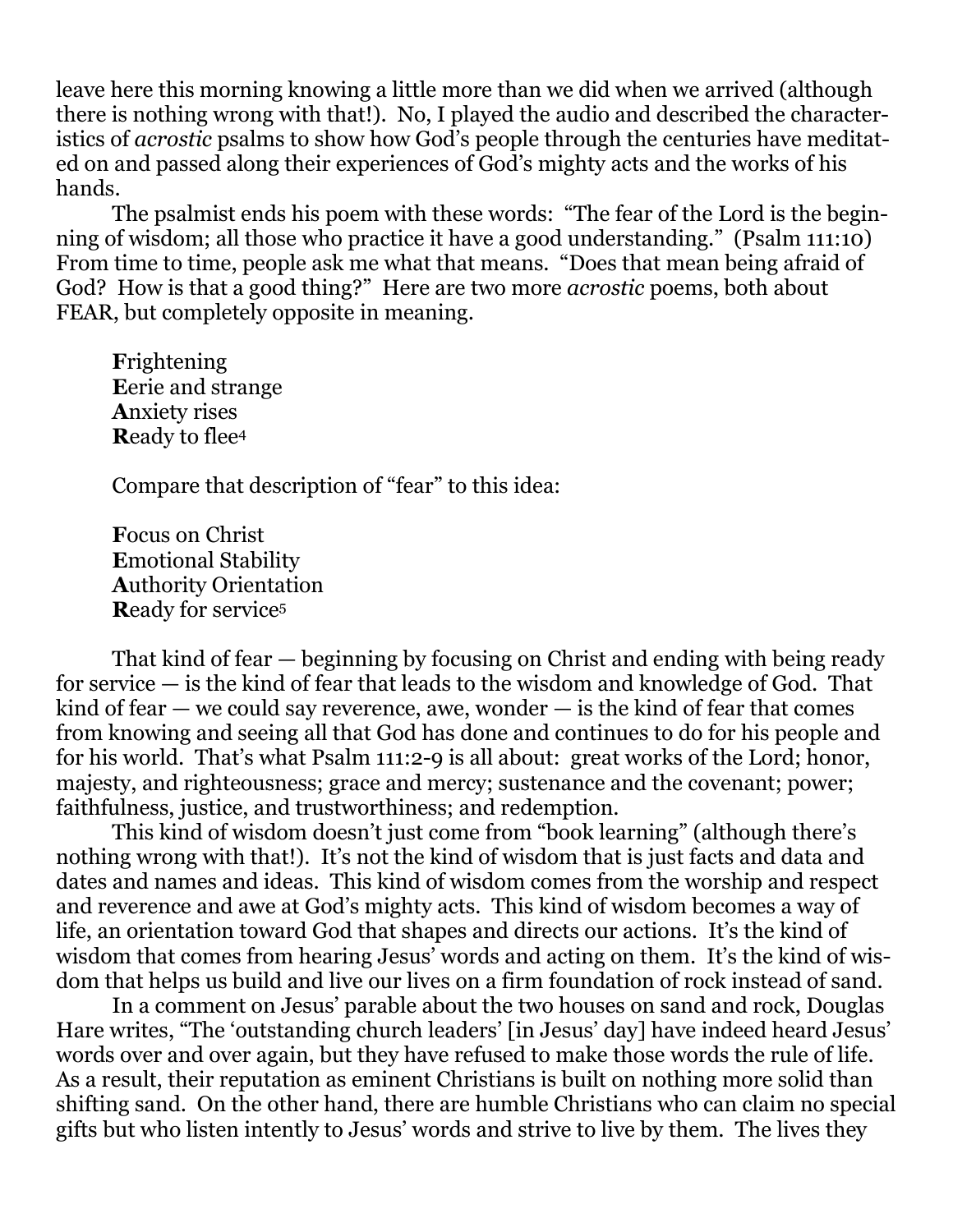leave here this morning knowing a little more than we did when we arrived (although there is nothing wrong with that!). No, I played the audio and described the characteristics of *acrostic* psalms to show how God's people through the centuries have meditated on and passed along their experiences of God's mighty acts and the works of his hands.

The psalmist ends his poem with these words: "The fear of the Lord is the beginning of wisdom; all those who practice it have a good understanding." (Psalm 111:10) From time to time, people ask me what that means. "Does that mean being afraid of God? How is that a good thing?" Here are two more *acrostic* poems, both about FEAR, but completely opposite in meaning.

> **F**rightening
> **E**erie and strange
> **A**nxiety rises
> **R**eady to flee[4]

Compare that description of "fear" to this idea:

> **F**ocus on Christ
> **E**motional Stability
> **A**uthority Orientation
> **R**eady for service[5]

That kind of fear — beginning by focusing on Christ and ending with being ready for service — is the kind of fear that leads to the wisdom and knowledge of God. That kind of fear — we could say reverence, awe, wonder — is the kind of fear that comes from knowing and seeing all that God has done and continues to do for his people and for his world. That's what Psalm 111:2-9 is all about: great works of the Lord; honor, majesty, and righteousness; grace and mercy; sustenance and the covenant; power; faithfulness, justice, and trustworthiness; and redemption.

This kind of wisdom doesn't just come from "book learning" (although there's nothing wrong with that!). It's not the kind of wisdom that is just facts and data and dates and names and ideas. This kind of wisdom comes from the worship and respect and reverence and awe at God's mighty acts. This kind of wisdom becomes a way of life, an orientation toward God that shapes and directs our actions. It's the kind of wisdom that comes from hearing Jesus' words and acting on them. It's the kind of wisdom that helps us build and live our lives on a firm foundation of rock instead of sand.

In a comment on Jesus' parable about the two houses on sand and rock, Douglas Hare writes, "The 'outstanding church leaders' [in Jesus' day] have indeed heard Jesus' words over and over again, but they have refused to make those words the rule of life. As a result, their reputation as eminent Christians is built on nothing more solid than shifting sand. On the other hand, there are humble Christians who can claim no special gifts but who listen intently to Jesus' words and strive to live by them. The lives they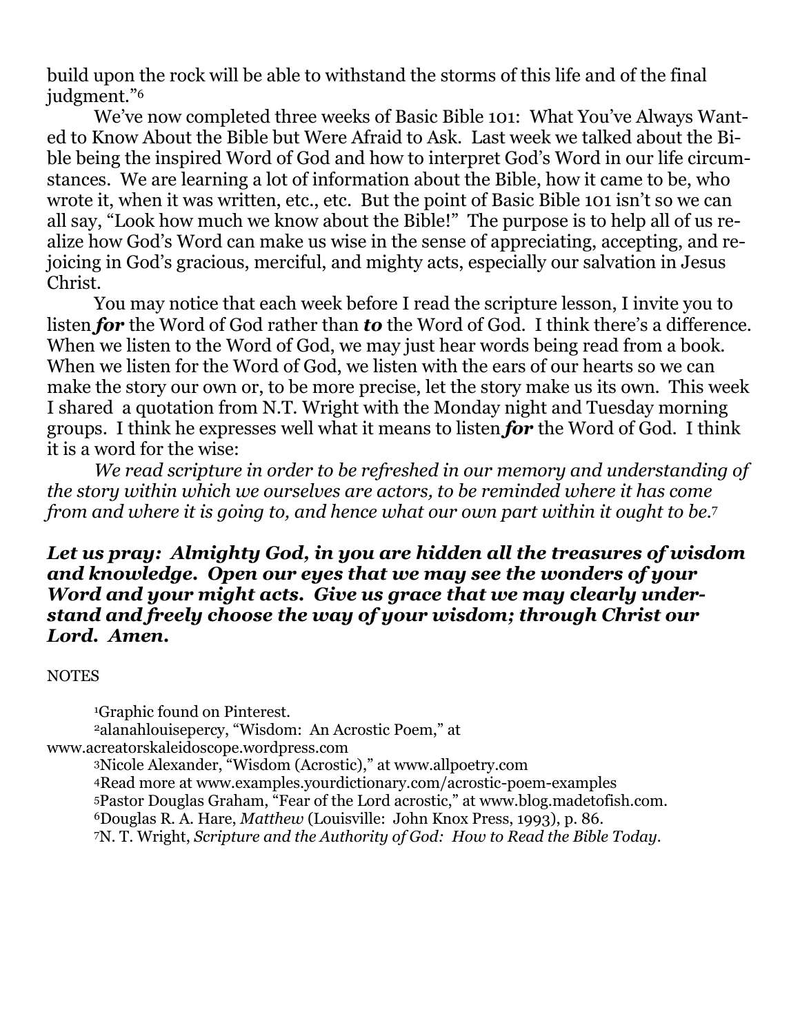build upon the rock will be able to withstand the storms of this life and of the final judgment."[6]

We've now completed three weeks of Basic Bible 101: What You've Always Wanted to Know About the Bible but Were Afraid to Ask. Last week we talked about the Bible being the inspired Word of God and how to interpret God's Word in our life circumstances. We are learning a lot of information about the Bible, how it came to be, who wrote it, when it was written, etc., etc. But the point of Basic Bible 101 isn't so we can all say, "Look how much we know about the Bible!" The purpose is to help all of us realize how God's Word can make us wise in the sense of appreciating, accepting, and rejoicing in God's gracious, merciful, and mighty acts, especially our salvation in Jesus Christ.

You may notice that each week before I read the scripture lesson, I invite you to listen ***for*** the Word of God rather than ***to*** the Word of God. I think there's a difference. When we listen to the Word of God, we may just hear words being read from a book. When we listen for the Word of God, we listen with the ears of our hearts so we can make the story our own or, to be more precise, let the story make us its own. This week I shared a quotation from N.T. Wright with the Monday night and Tuesday morning groups. I think he expresses well what it means to listen ***for*** the Word of God. I think it is a word for the wise:

*We read scripture in order to be refreshed in our memory and understanding of the story within which we ourselves are actors, to be reminded where it has come from and where it is going to, and hence what our own part within it ought to be.*[7]

***Let us pray: Almighty God, in you are hidden all the treasures of wisdom and knowledge. Open our eyes that we may see the wonders of your Word and your might acts. Give us grace that we may clearly understand and freely choose the way of your wisdom; through Christ our Lord. Amen.***

NOTES

[1]Graphic found on Pinterest.

[2]alanahlouisepercy, "Wisdom: An Acrostic Poem," at www.acreatorskaleidoscope.wordpress.com

[3]Nicole Alexander, "Wisdom (Acrostic)," at www.allpoetry.com

[4]Read more at www.examples.yourdictionary.com/acrostic-poem-examples

[5]Pastor Douglas Graham, "Fear of the Lord acrostic," at www.blog.madetofish.com.

[6]Douglas R. A. Hare, *Matthew* (Louisville: John Knox Press, 1993), p. 86.

[7]N. T. Wright, *Scripture and the Authority of God: How to Read the Bible Today.*